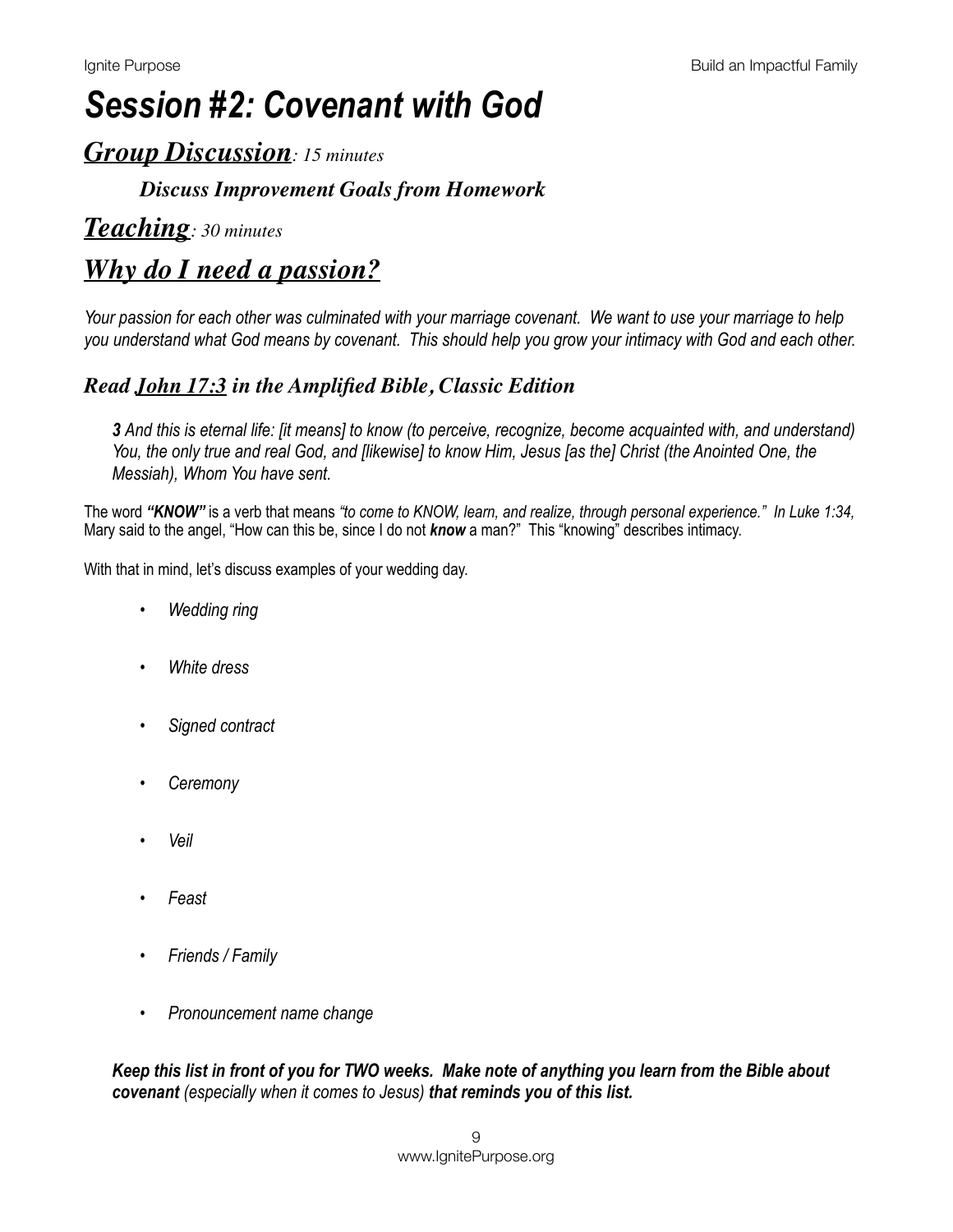# *Session #2: Covenant with God*

## ***Group Discussion****: 15 minutes*

### ***Discuss Improvement Goals from Homework***

## ***Teaching****: 30 minutes*

## ***Why do I need a passion?***

*Your passion for each other was culminated with your marriage covenant. We want to use your marriage to help you understand what God means by covenant. This should help you grow your intimacy with God and each other.*

### ***Read John 17:3 in the Amplified Bible, Classic Edition***

> ***3*** *And this is eternal life: [it means] to know (to perceive, recognize, become acquainted with, and understand) You, the only true and real God, and [likewise] to know Him, Jesus [as the] Christ (the Anointed One, the Messiah), Whom You have sent.*

The word ***"KNOW"*** is a verb that means *"to come to KNOW, learn, and realize, through personal experience." In Luke 1:34,* Mary said to the angel, "How can this be, since I do not ***know*** a man?" This "knowing" describes intimacy.

With that in mind, let's discuss examples of your wedding day.

- *Wedding ring*
- *White dress*
- *Signed contract*
- *Ceremony*
- *Veil*
- *Feast*
- *Friends / Family*
- *Pronouncement name change*

***Keep this list in front of you for TWO weeks. Make note of anything you learn from the Bible about covenant*** *(especially when it comes to Jesus)* ***that reminds you of this list.***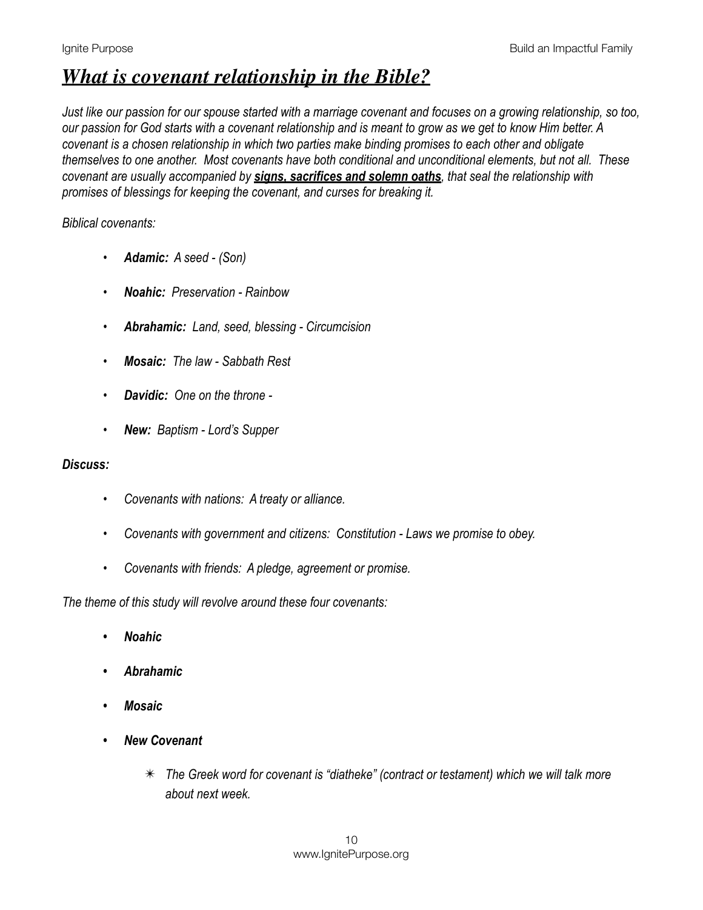# ***What is covenant relationship in the Bible?***

*Just like our passion for our spouse started with a marriage covenant and focuses on a growing relationship, so too, our passion for God starts with a covenant relationship and is meant to grow as we get to know Him better. A covenant is a chosen relationship in which two parties make binding promises to each other and obligate themselves to one another. Most covenants have both conditional and unconditional elements, but not all. These covenant are usually accompanied by* ***signs, sacrifices and solemn oaths****, that seal the relationship with promises of blessings for keeping the covenant, and curses for breaking it.*

*Biblical covenants:*

- ***Adamic:*** *A seed - (Son)*
- ***Noahic:*** *Preservation - Rainbow*
- ***Abrahamic:*** *Land, seed, blessing - Circumcision*
- ***Mosaic:*** *The law - Sabbath Rest*
- ***Davidic:*** *One on the throne -*
- ***New:*** *Baptism - Lord's Supper*

***Discuss:***

- *Covenants with nations: A treaty or alliance.*
- *Covenants with government and citizens: Constitution - Laws we promise to obey.*
- *Covenants with friends: A pledge, agreement or promise.*

*The theme of this study will revolve around these four covenants:*

- ***Noahic***
- ***Abrahamic***
- ***Mosaic***
- ***New Covenant***
  - *The Greek word for covenant is "diatheke" (contract or testament) which we will talk more about next week.*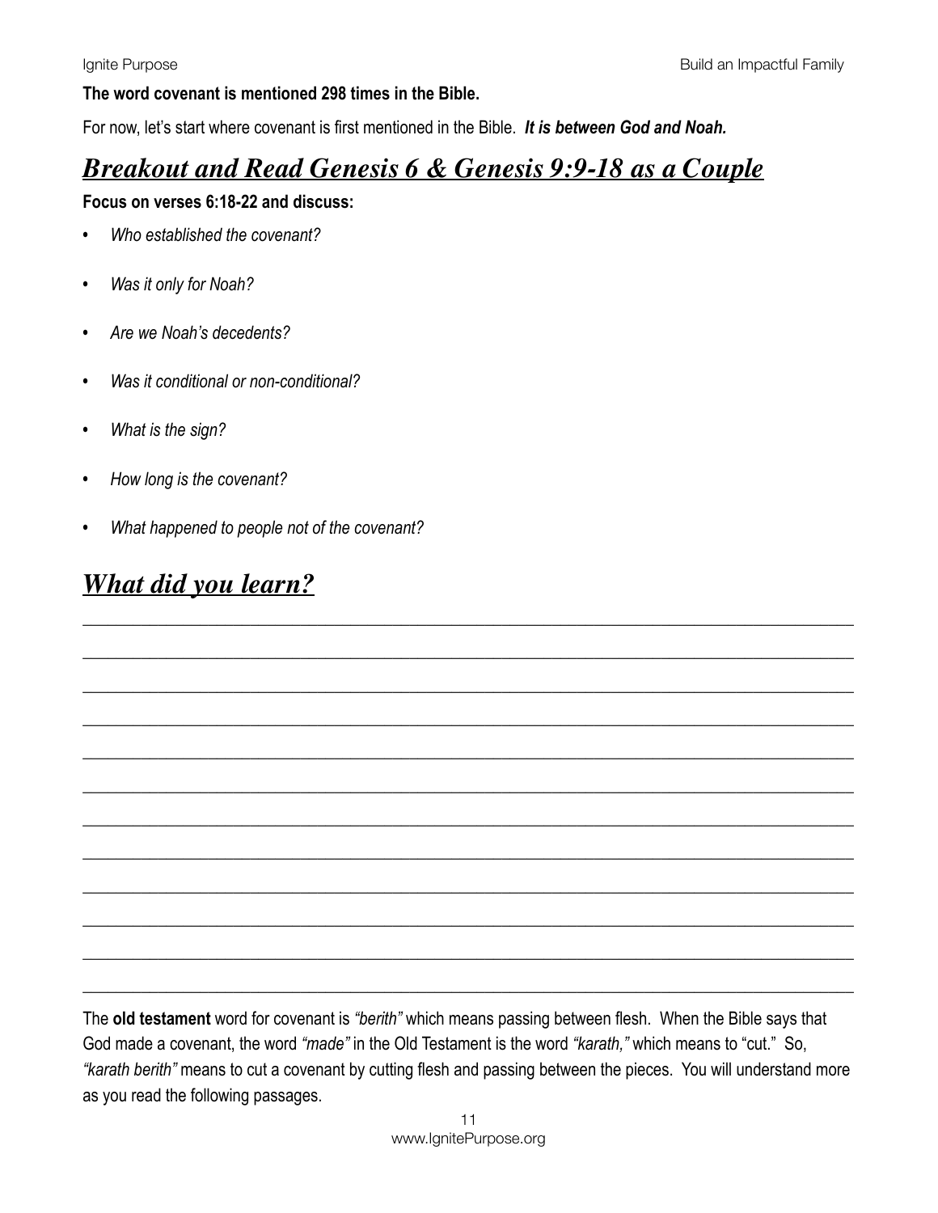**The word covenant is mentioned 298 times in the Bible.**

For now, let's start where covenant is first mentioned in the Bible. ***It is between God and Noah.***

## ***Breakout and Read Genesis 6 & Genesis 9:9-18 as a Couple***

**Focus on verses 6:18-22 and discuss:**

- *Who established the covenant?*
- *Was it only for Noah?*
- *Are we Noah's decedents?*
- *Was it conditional or non-conditional?*
- *What is the sign?*
- *How long is the covenant?*
- *What happened to people not of the covenant?*

## ***What did you learn?***

______________________________________________________________________________

______________________________________________________________________________

______________________________________________________________________________

______________________________________________________________________________

______________________________________________________________________________

______________________________________________________________________________

______________________________________________________________________________

______________________________________________________________________________

______________________________________________________________________________

______________________________________________________________________________

______________________________________________________________________________

______________________________________________________________________________

The **old testament** word for covenant is *"berith"* which means passing between flesh. When the Bible says that God made a covenant, the word *"made"* in the Old Testament is the word *"karath,"* which means to "cut." So, *"karath berith"* means to cut a covenant by cutting flesh and passing between the pieces. You will understand more as you read the following passages.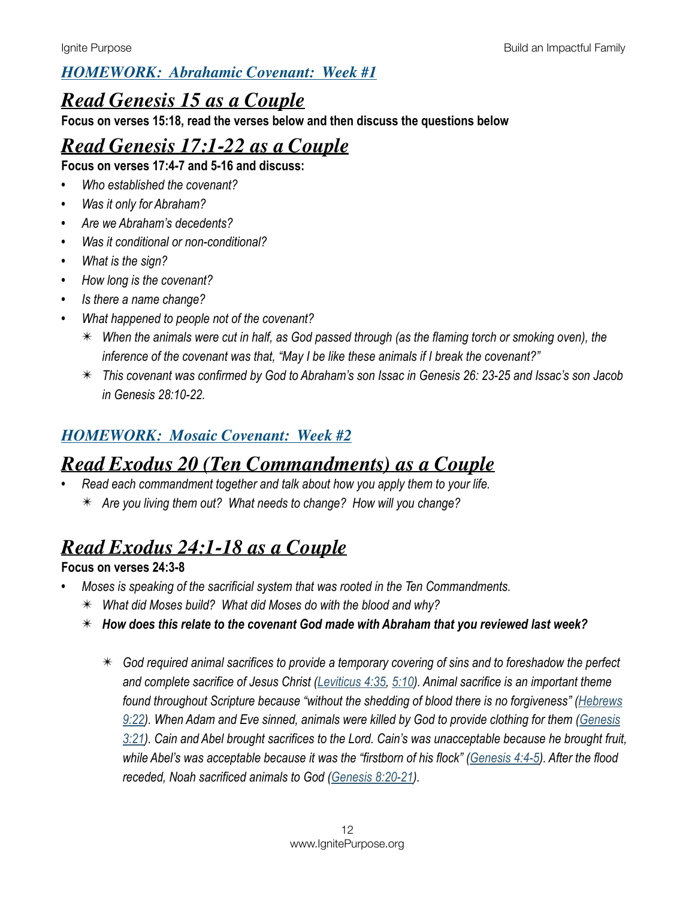## *HOMEWORK: Abrahamic Covenant: Week #1*

# *Read Genesis 15 as a Couple*

**Focus on verses 15:18, read the verses below and then discuss the questions below**

# *Read Genesis 17:1-22 as a Couple*

**Focus on verses 17:4-7 and 5-16 and discuss:**

- *Who established the covenant?*
- *Was it only for Abraham?*
- *Are we Abraham's decedents?*
- *Was it conditional or non-conditional?*
- *What is the sign?*
- *How long is the covenant?*
- *Is there a name change?*
- *What happened to people not of the covenant?*
    - ✳ *When the animals were cut in half, as God passed through (as the flaming torch or smoking oven), the inference of the covenant was that, "May I be like these animals if I break the covenant?"*
    - ✳ *This covenant was confirmed by God to Abraham's son Issac in Genesis 26: 23-25 and Issac's son Jacob in Genesis 28:10-22.*

## *HOMEWORK: Mosaic Covenant: Week #2*

# *Read Exodus 20 (Ten Commandments) as a Couple*

- *Read each commandment together and talk about how you apply them to your life.*
    - ✳ *Are you living them out? What needs to change? How will you change?*

# *Read Exodus 24:1-18 as a Couple*

**Focus on verses 24:3-8**

- *Moses is speaking of the sacrificial system that was rooted in the Ten Commandments.*
    - ✳ *What did Moses build? What did Moses do with the blood and why?*
    - ✳ ***How does this relate to the covenant God made with Abraham that you reviewed last week?***
        - ✳ *God required animal sacrifices to provide a temporary covering of sins and to foreshadow the perfect and complete sacrifice of Jesus Christ (Leviticus 4:35, 5:10). Animal sacrifice is an important theme found throughout Scripture because "without the shedding of blood there is no forgiveness" (Hebrews 9:22). When Adam and Eve sinned, animals were killed by God to provide clothing for them (Genesis 3:21). Cain and Abel brought sacrifices to the Lord. Cain's was unacceptable because he brought fruit, while Abel's was acceptable because it was the "firstborn of his flock" (Genesis 4:4-5). After the flood receded, Noah sacrificed animals to God (Genesis 8:20-21).*